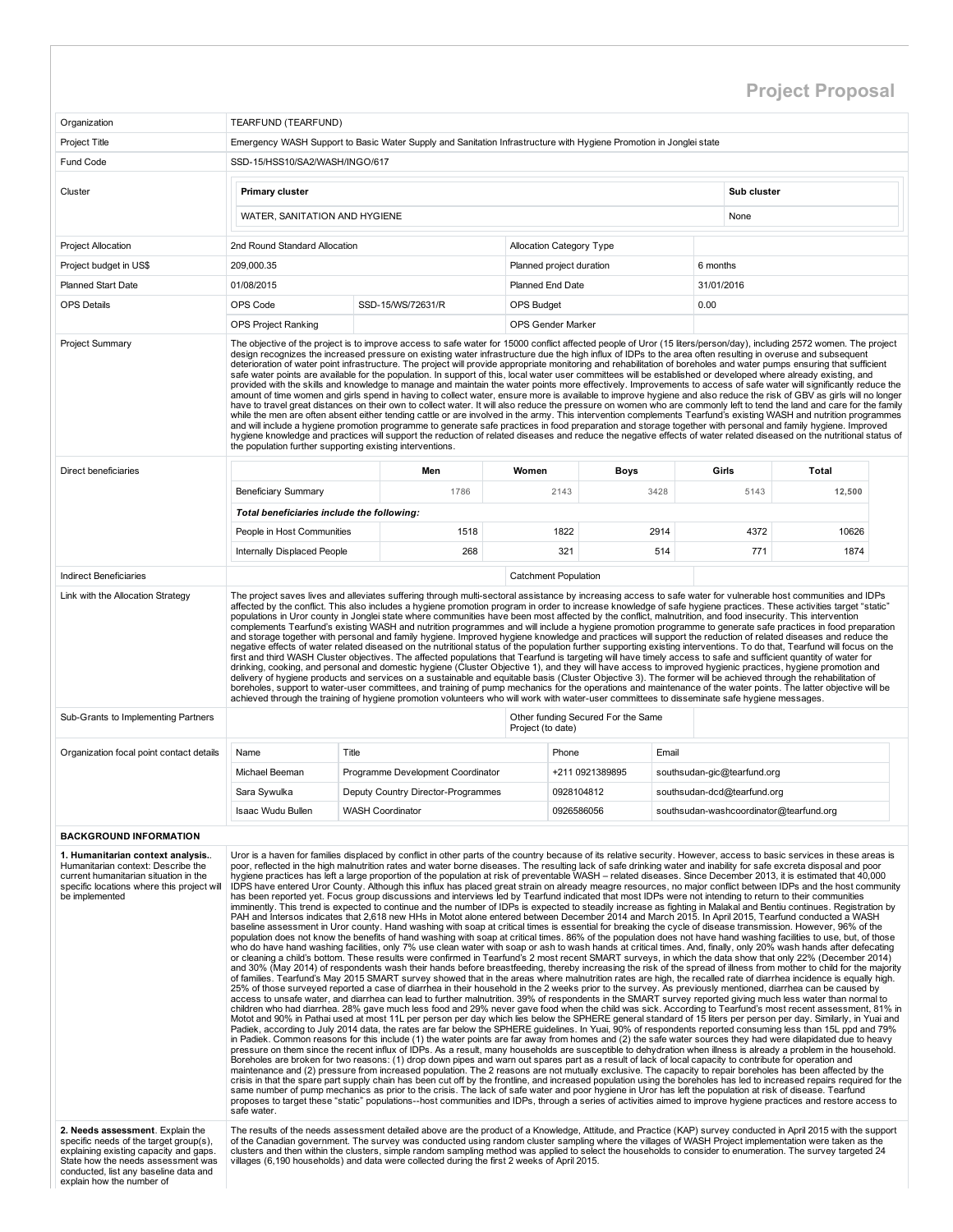# Project Proposal

| | |
|---|---|
| Organization | TEARFUND (TEARFUND) |
| Project Title | Emergency WASH Support to Basic Water Supply and Sanitation Infrastructure with Hygiene Promotion in Jonglei state |
| Fund Code | SSD-15/HSS10/SA2/WASH/INGO/617 |

| Cluster | Primary cluster | Sub cluster |
|---|---|---|
| | WATER, SANITATION AND HYGIENE | None |

| | | | | |
|---|---|---|---|---|
| Project Allocation | 2nd Round Standard Allocation | | Allocation Category Type | |
| Project budget in US$ | 209,000.35 | | Planned project duration | 6 months |
| Planned Start Date | 01/08/2015 | | Planned End Date | 31/01/2016 |
| OPS Details | OPS Code | SSD-15/WS/72631/R | OPS Budget | 0.00 |
| | OPS Project Ranking | | OPS Gender Marker | |

**Project Summary**

The objective of the project is to improve access to safe water for 15000 conflict affected people of Uror (15 liters/person/day), including 2572 women. The project design recognizes the increased pressure on existing water infrastructure due the high influx of IDPs to the area often resulting in overuse and subsequent deterioration of water point infrastructure. The project will provide appropriate monitoring and rehabilitation of boreholes and water pumps ensuring that sufficient safe water points are available for the population. In support of this, local water user committees will be established or developed where already existing, and provided with the skills and knowledge to manage and maintain the water points more effectively. Improvements to access of safe water will significantly reduce the amount of time women and girls spend in having to collect water, ensure more is available to improve hygiene and also reduce the risk of GBV as girls will no longer have to travel great distances on their own to collect water. It will also reduce the pressure on women who are commonly left to tend the land and care for the family while the men are often absent either tending cattle or are involved in the army. This intervention complements Tearfund's existing WASH and nutrition programmes and will include a hygiene promotion programme to generate safe practices in food preparation and storage together with personal and family hygiene. Improved hygiene knowledge and practices will support the reduction of related diseases and reduce the negative effects of water related diseased on the nutritional status of the population further supporting existing interventions.

**Direct beneficiaries**

| | Men | Women | Boys | Girls | Total |
|---|---|---|---|---|---|
| Beneficiary Summary | 1786 | 2143 | 3428 | 5143 | 12,500 |
| ***Total beneficiaries include the following:*** | | | | | |
| People in Host Communities | 1518 | 1822 | 2914 | 4372 | 10626 |
| Internally Displaced People | 268 | 321 | 514 | 771 | 1874 |

| | | | |
|---|---|---|---|
| Indirect Beneficiaries | | Catchment Population | |

**Link with the Allocation Strategy**

The project saves lives and alleviates suffering through multi-sectoral assistance by increasing access to safe water for vulnerable host communities and IDPs affected by the conflict. This also includes a hygiene promotion program in order to increase knowledge of safe hygiene practices. These activities target "static" populations in Uror county in Jonglei state where communities have been most affected by the conflict, malnutrition, and food insecurity. This intervention complements Tearfund's existing WASH and nutrition programmes and will include a hygiene promotion programme to generate safe practices in food preparation and storage together with personal and family hygiene. Improved hygiene knowledge and practices will support the reduction of related diseases and reduce the negative effects of water related diseased on the nutritional status of the population further supporting existing interventions. To do that, Tearfund will focus on the first and third WASH Cluster objectives. The affected populations that Tearfund is targeting will have timely access to safe and sufficient quantity of water for drinking, cooking, and personal and domestic hygiene (Cluster Objective 1), and they will have access to improved hygienic practices, hygiene promotion and delivery of hygiene products and services on a sustainable and equitable basis (Cluster Objective 3). The former will be achieved through the rehabilitation of boreholes, support to water-user committees, and training of pump mechanics for the operations and maintenance of the water points. The latter objective will be achieved through the training of hygiene promotion volunteers who will work with water-user committees to disseminate safe hygiene messages.

| | | | |
|---|---|---|---|
| Sub-Grants to Implementing Partners | | Other funding Secured For the Same Project (to date) | |

**Organization focal point contact details**

| Name | Title | Phone | Email |
|---|---|---|---|
| Michael Beeman | Programme Development Coordinator | +211 0921389895 | southsudan-gic@tearfund.org |
| Sara Sywulka | Deputy Country Director-Programmes | 0928104812 | southsudan-dcd@tearfund.org |
| Isaac Wudu Bullen | WASH Coordinator | 0926586056 | southsudan-washcoordinator@tearfund.org |

## BACKGROUND INFORMATION

**1. Humanitarian context analysis.**. Humanitarian context: Describe the current humanitarian situation in the specific locations where this project will be implemented

Uror is a haven for families displaced by conflict in other parts of the country because of its relative security. However, access to basic services in these areas is poor, reflected in the high malnutrition rates and water borne diseases. The resulting lack of safe drinking water and inability for safe excreta disposal and poor hygiene practices has left a large proportion of the population at risk of preventable WASH – related diseases. Since December 2013, it is estimated that 40,000 IDPS have entered Uror County. Although this influx has placed great strain on already meagre resources, no major conflict between IDPs and the host community has been reported yet. Focus group discussions and interviews led by Tearfund indicated that most IDPs were not intending to return to their communities imminently. This trend is expected to continue and the number of IDPs is expected to steadily increase as fighting in Malakal and Bentiu continues. Registration by PAH and Intersos indicates that 2,618 new HHs in Motot alone entered between December 2014 and March 2015. In April 2015, Tearfund conducted a WASH baseline assessment in Uror county. Hand washing with soap at critical times is essential for breaking the cycle of disease transmission. However, 96% of the population does not know the benefits of hand washing with soap at critical times. 86% of the population does not have hand washing facilities to use, but, of those who do have hand washing facilities, only 7% use clean water with soap or ash to wash hands at critical times. And, finally, only 20% wash hands after defecating or cleaning a child's bottom. These results were confirmed in Tearfund's 2 most recent SMART surveys, in which the data show that only 22% (December 2014) and 30% (May 2014) of respondents wash their hands before breastfeeding, thereby increasing the risk of the spread of illness from mother to child for the majority of families. Tearfund's May 2015 SMART survey showed that in the areas where malnutrition rates are high, the recalled rate of diarrhea incidence is equally high. 25% of those surveyed reported a case of diarrhea in their household in the 2 weeks prior to the survey. As previously mentioned, diarrhea can be caused by access to unsafe water, and diarrhea can lead to further malnutrition. 39% of respondents in the SMART survey reported giving much less water than normal to children who had diarrhea. 28% gave much less food and 29% never gave food when the child was sick. According to Tearfund's most recent assessment, 81% in Motot and 90% in Pathai used at most 11L per person per day which lies below the SPHERE general standard of 15 liters per person per day. Similarly, in Yuai and Padiek, according to July 2014 data, the rates are far below the SPHERE guidelines. In Yuai, 90% of respondents reported consuming less than 15L ppd and 79% in Padiek. Common reasons for this include (1) the water points are far away from homes and (2) the safe water sources they had were dilapidated due to heavy pressure on them since the recent influx of IDPs. As a result, many households are susceptible to dehydration when illness is already a problem in the household. Boreholes are broken for two reasons: (1) drop down pipes and warn out spares part as a result of lack of local capacity to contribute for operation and maintenance and (2) pressure from increased population. The 2 reasons are not mutually exclusive. The capacity to repair boreholes has been affected by the crisis in that the spare part supply chain has been cut off by the frontline, and increased population using the boreholes has led to increased repairs required for the same number of pump mechanics as prior to the crisis. The lack of safe water and poor hygiene in Uror has left the population at risk of disease. Tearfund proposes to target these "static" populations--host communities and IDPs, through a series of activities aimed to improve hygiene practices and restore access to safe water.

**2. Needs assessment**. Explain the specific needs of the target group(s), explaining existing capacity and gaps. State how the needs assessment was conducted, list any baseline data and explain how the number of

The results of the needs assessment detailed above are the product of a Knowledge, Attitude, and Practice (KAP) survey conducted in April 2015 with the support of the Canadian government. The survey was conducted using random cluster sampling where the villages of WASH Project implementation were taken as the clusters and then within the clusters, simple random sampling method was applied to select the households to consider to enumeration. The survey targeted 24 villages (6,190 households) and data were collected during the first 2 weeks of April 2015.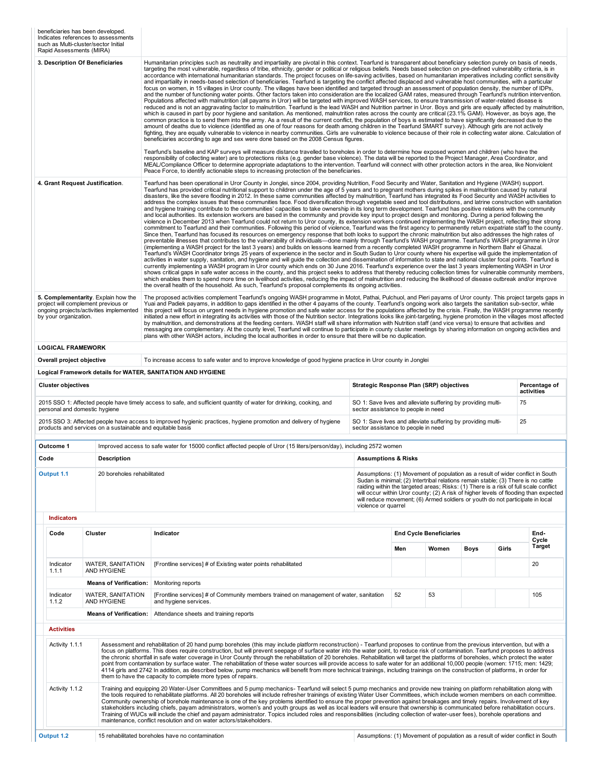| | |
|---|---|
| beneficiaries has been developed. Indicates references to assessments such as Multi-cluster/sector Initial Rapid Assessments (MIRA) | |
| **3. Description Of Beneficiaries** | Humanitarian principles such as neutrality and impartiality are pivotal in this context. Tearfund is transparent about beneficiary selection purely on basis of needs, targeting the most vulnerable, regardless of tribe, ethnicity, gender or political or religious beliefs. Needs based selection on pre-defined vulnerability criteria, is in accordance with international humanitarian standards. The project focuses on life-saving activities, based on humanitarian imperatives including conflict sensitivity and impartiality in needs-based selection of beneficiaries. Tearfund is targeting the conflict affected displaced and vulnerable host communities, with a particular focus on women, in 15 villages in Uror county. The villages have been identified and targeted through an assessment of population density, the number of IDPs, and the number of functioning water points. Other factors taken into consideration are the localized GAM rates, measured through Tearfund's nutrition intervention. Populations affected with malnutrition (all payams in Uror) will be targeted with improved WASH services, to ensure transmission of water-related disease is reduced and is not an aggravating factor to malnutrition. Tearfund is the lead WASH and Nutrition partner in Uror. Boys and girls are equally affected by malnutrition, which is caused in part by poor hygiene and sanitation. As mentioned, malnutrition rates across the county are critical (23.1% GAM). However, as boys age, the common practice is to send them into the army. As a result of the current conflict, the population of boys is estimated to have significantly decreased due to the amount of deaths due to violence (identified as one of four reasons for death among children in the Tearfund SMART survey). Although girls are not actively fighting, they are equally vulnerable to violence in nearby communities. Girls are vulnerable to violence because of their role in collecting water alone. Calculation of beneficiaries according to age and sex were done based on the 2008 Census figures.<br><br>Tearfund's baseline and KAP surveys will measure distance travelled to boreholes in order to determine how exposed women and children (who have the responsibility of collecting water) are to protections risks (e.g. gender base violence). The data will be reported to the Project Manager, Area Coordinator, and MEAL/Compliance Officer to determine appropriate adaptations to the intervention. Tearfund will connect with other protection actors in the area, like Nonviolent Peace Force, to identify actionable steps to increasing protection of the beneficiaries. |
| **4. Grant Request Justification**. | Tearfund has been operational in Uror County in Jonglei, since 2004, providing Nutrition, Food Security and Water, Sanitation and Hygiene (WASH) support. Tearfund has provided critical nutritional support to children under the age of 5 years and to pregnant mothers during spikes in malnutrition caused by natural disasters, like the severe flooding in 2012. In these same communities affected by malnutrition, Tearfund has integrated its Food Security and WASH activities to address the complex issues that these communities face. Food diversification through vegetable seed and tool distributions, and latrine construction with sanitation and hygiene training contribute to the communities' capacities to take ownership in its long term development. Tearfund has positive relations with the community and local authorities. Its extension workers are based in the community and provide key input to project design and monitoring. During a period following the violence in December 2013 when Tearfund could not return to Uror county, its extension workers continued implementing the WASH project, reflecting their strong commitment to Tearfund and their communities. Following this period of violence, Tearfund was the first agency to permanently return expatriate staff to the county. Since then, Tearfund has focused its resources on emergency response that both looks to support the chronic malnutrition but also addresses the high rates of preventable illnesses that contributes to the vulnerability of individuals—done mainly through Tearfund's WASH programme. Tearfund's WASH programme in Uror (implementing a WASH project for the last 3 years) and builds on lessons learned from a recently completed WASH programme in Northern Bahr el Ghazal. Tearfund's WASH Coordinator brings 25 years of experience in the sector and in South Sudan to Uror county where his expertise will guide the implementation of activities in water supply, sanitation, and hygiene and will guide the collection and dissemination of information to state and national cluster focal points. Tearfund is currently implementing a WASH program in Uror county which ends on 30 June 2016. Tearfund's experience over the last 3 years implementing WASH in Uror shows critical gaps in safe water access in the county, and this project seeks to address that thereby reducing collection times for vulnerable community members, which enables them to spend more time on livelihood activities, reducing the impact of malnutrition and reducing the likelihood of disease outbreak and/or improve the overall health of the household. As such, Tearfund's proposal complements its ongoing activities. |
| **5. Complementarity**. Explain how the project will complement previous or ongoing projects/activities implemented by your organization. | The proposed activities complement Tearfund's ongoing WASH programme in Motot, Pathai, Pulchuol, and Pieri payams of Uror county. This project targets gaps in Yuai and Padiek payams, in addition to gaps identified in the other 4 payams of the county. Tearfund's ongoing work also targets the sanitation sub-sector, while this project will focus on urgent needs in hygiene promotion and safe water access for the populations affected by the crisis. Finally, the WASH programme recently initiated a new effort in integrating its activities with those of the Nutrition sector. Integrations looks like joint-targeting, hygiene promotion in the villages most affected by malnutrition, and demonstrations at the feeding centers. WASH staff will share information with Nutrition staff (and vice versa) to ensure that activities and messaging are complementary. At the county level, Tearfund will continue to participate in county cluster meetings by sharing information on ongoing activities and plans with other WASH actors, including the local authorities in order to ensure that there will be no duplication. |

**LOGICAL FRAMEWORK**

| | |
|---|---|
| **Overall project objective** | To increase access to safe water and to improve knowledge of good hygiene practice in Uror county in Jonglei |

**Logical Framework details for WATER, SANITATION AND HYGIENE**

| Cluster objectives | Strategic Response Plan (SRP) objectives | Percentage of activities |
|---|---|---|
| 2015 SSO 1: Affected people have timely access to safe, and sufficient quantity of water for drinking, cooking, and personal and domestic hygiene | SO 1: Save lives and alleviate suffering by providing multi-sector assistance to people in need | 75 |
| 2015 SSO 3: Affected people have access to improved hygienic practices, hygiene promotion and delivery of hygiene products and services on a sustainable and equitable basis | SO 1: Save lives and alleviate suffering by providing multi-sector assistance to people in need | 25 |

| **Outcome 1** | Improved access to safe water for 15000 conflict affected people of Uror (15 liters/person/day), including 2572 women | |
|---|---|---|
| **Code** | **Description** | **Assumptions & Risks** |
| **Output 1.1** | 20 boreholes rehabilitated | Assumptions: (1) Movement of population as a result of wider conflict in South Sudan is minimal; (2) Intertribal relations remain stable; (3) There is no cattle raiding within the targeted areas; Risks: (1) There is a risk of full scale conflict will occur within Uror county; (2) A risk of higher levels of flooding than expected will reduce movement; (6) Armed soldiers or youth do not participate in local violence or quarrel |

**Indicators**

| Code | Cluster | Indicator | End Cycle Beneficiaries | | | | End-Cycle Target |
|---|---|---|---|---|---|---|---|
| | | | Men | Women | Boys | Girls | |
| Indicator 1.1.1 | WATER, SANITATION AND HYGIENE | [Frontline services] # of Existing water points rehabilitated | | | | | 20 |
| | **Means of Verification:** | Monitoring reports | | | | | |
| Indicator 1.1.2 | WATER, SANITATION AND HYGIENE | [Frontline services] # of Community members trained on management of water, sanitation and hygiene services. | 52 | 53 | | | 105 |
| | **Means of Verification:** | Attendance sheets and training reports | | | | | |

**Activities**

| | |
|---|---|
| Activity 1.1.1 | Assessment and rehabilitation of 20 hand pump boreholes (this may include platform reconstruction) - Tearfund proposes to continue from the previous intervention, but with a focus on platforms. This does require construction, but will prevent seepage of surface water into the water point, to reduce risk of contamination. Tearfund proposes to address the chronic shortfall in safe water coverage in Uror County through the rehabilitation of 20 boreholes. Rehabilitation will target the platforms of boreholes, which protect the water point from contamination by surface water. The rehabilitation of these water sources will provide access to safe water for an additional 10,000 people (women: 1715; men: 1429; 4114 girls and 2742 In addition, as described below, pump mechanics will benefit from more technical trainings, including trainings on the construction of platforms, in order for them to have the capacity to complete more types of repairs. |
| Activity 1.1.2 | Training and equipping 20 Water-User Committees and 5 pump mechanics- Tearfund will select 5 pump mechanics and provide new training on platform rehabilitation along with the tools required to rehabilitate platforms. All 20 boreholes will include refresher trainings of existing Water User Committees, which include women members on each committee. Community ownership of borehole maintenance is one of the key problems identified to ensure the proper prevention against breakages and timely repairs. Involvement of key stakeholders including chiefs, payam administrators, women's and youth groups as well as local leaders will ensure that ownership is communicated before rehabilitation occurs. Training of WUCs will include the chief and payam administrator. Topics included roles and responsibilities (including collection of water-user fees), borehole operations and maintenance, conflict resolution and on water actors/stakeholders. |

| | | |
|---|---|---|
| **Output 1.2** | 15 rehabilitated boreholes have no contamination | Assumptions: (1) Movement of population as a result of wider conflict in South |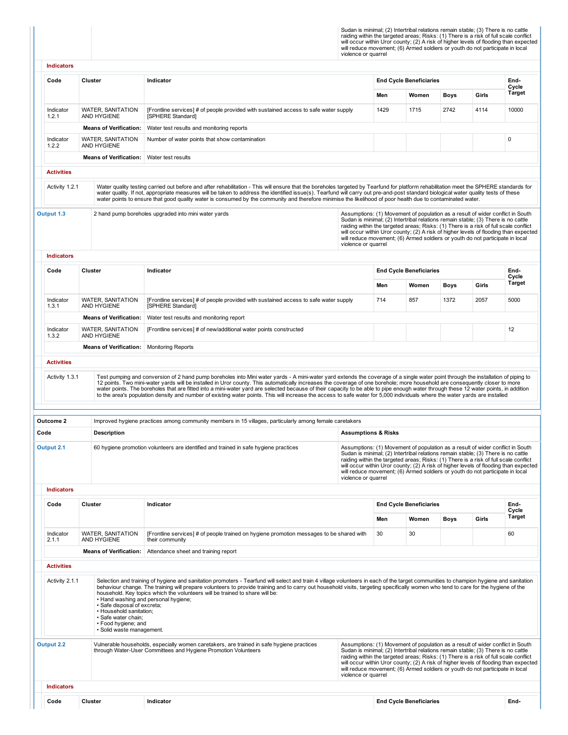Sudan is minimal; (2) Intertribal relations remain stable; (3) There is no cattle raiding within the targeted areas; Risks: (1) There is a risk of full scale conflict will occur within Uror county; (2) A risk of higher levels of flooding than expected will reduce movement; (6) Armed soldiers or youth do not participate in local violence or quarrel

**Indicators**

| Code | Cluster | Indicator | End Cycle Beneficiaries | | | | End-Cycle Target |
|---|---|---|---|---|---|---|---|
| | | | Men | Women | Boys | Girls | |
| Indicator 1.2.1 | WATER, SANITATION AND HYGIENE | [Frontline services] # of people provided with sustained access to safe water supply [SPHERE Standard] | 1429 | 1715 | 2742 | 4114 | 10000 |
| | **Means of Verification:** | Water test results and monitoring reports | | | | | |
| Indicator 1.2.2 | WATER, SANITATION AND HYGIENE | Number of water points that show contamination | | | | | 0 |
| | **Means of Verification:** | Water test results | | | | | |

**Activities**

| | |
|---|---|
| Activity 1.2.1 | Water quality testing carried out before and after rehabilitation - This will ensure that the boreholes targeted by Tearfund for platform rehabilitation meet the SPHERE standards for water quality. If not, appropriate measures will be taken to address the identified issue(s). Tearfund will carry out pre-and-post standard biological water quality tests of these water points to ensure that good quality water is consumed by the community and therefore minimise the likelihood of poor health due to contaminated water. |

| | | |
|---|---|---|
| **Output 1.3** | 2 hand pump boreholes upgraded into mini water yards | Assumptions: (1) Movement of population as a result of wider conflict in South Sudan is minimal; (2) Intertribal relations remain stable; (3) There is no cattle raiding within the targeted areas; Risks: (1) There is a risk of full scale conflict will occur within Uror county; (2) A risk of higher levels of flooding than expected will reduce movement; (6) Armed soldiers or youth do not participate in local violence or quarrel |

**Indicators**

| Code | Cluster | Indicator | End Cycle Beneficiaries | | | | End-Cycle Target |
|---|---|---|---|---|---|---|---|
| | | | Men | Women | Boys | Girls | |
| Indicator 1.3.1 | WATER, SANITATION AND HYGIENE | [Frontline services] # of people provided with sustained access to safe water supply [SPHERE Standard] | 714 | 857 | 1372 | 2057 | 5000 |
| | **Means of Verification:** | Water test results and monitoring report | | | | | |
| Indicator 1.3.2 | WATER, SANITATION AND HYGIENE | [Frontline services] # of new/additional water points constructed | | | | | 12 |
| | **Means of Verification:** | Monitoring Reports | | | | | |

**Activities**

| | |
|---|---|
| Activity 1.3.1 | Test pumping and conversion of 2 hand pump boreholes into Mini water yards - A mini-water yard extends the coverage of a single water point through the installation of piping to 12 points. Two mini-water yards will be installed in Uror county. This automatically increases the coverage of one borehole; more household are consequently closer to more water points. The boreholes that are fitted into a mini-water yard are selected because of their capacity to be able to pipe enough water through these 12 water points, in addition to the area's population density and number of existing water points. This will increase the access to safe water for 5,000 individuals where the water yards are installed |

| | | |
|---|---|---|
| **Outcome 2** | Improved hygiene practices among community members in 15 villages, particularly among female caretakers | |
| **Code** | **Description** | **Assumptions & Risks** |
| **Output 2.1** | 60 hygiene promotion volunteers are identified and trained in safe hygiene practices | Assumptions: (1) Movement of population as a result of wider conflict in South Sudan is minimal; (2) Intertribal relations remain stable; (3) There is no cattle raiding within the targeted areas; Risks: (1) There is a risk of full scale conflict will occur within Uror county; (2) A risk of higher levels of flooding than expected will reduce movement; (6) Armed soldiers or youth do not participate in local violence or quarrel |

**Indicators**

| Code | Cluster | Indicator | End Cycle Beneficiaries | | | | End-Cycle Target |
|---|---|---|---|---|---|---|---|
| | | | Men | Women | Boys | Girls | |
| Indicator 2.1.1 | WATER, SANITATION AND HYGIENE | [Frontline services] # of people trained on hygiene promotion messages to be shared with their community | 30 | 30 | | | 60 |
| | **Means of Verification:** | Attendance sheet and training report | | | | | |

**Activities**

Activity 2.1.1

Selection and training of hygiene and sanitation promoters - Tearfund will select and train 4 village volunteers in each of the target communities to champion hygiene and sanitation behaviour change. The training will prepare volunteers to provide training and to carry out household visits, targeting specifically women who tend to care for the hygiene of the household. Key topics which the volunteers will be trained to share will be:
- Hand washing and personal hygiene;
- Safe disposal of excreta;
- Household sanitation;
- Safe water chain;
- Food hygiene; and
- Solid waste management.

| | | |
|---|---|---|
| **Output 2.2** | Vulnerable households, especially women caretakers, are trained in safe hygiene practices through Water-User Committees and Hygiene Promotion Volunteers | Assumptions: (1) Movement of population as a result of wider conflict in South Sudan is minimal; (2) Intertribal relations remain stable; (3) There is no cattle raiding within the targeted areas; Risks: (1) There is a risk of full scale conflict will occur within Uror county; (2) A risk of higher levels of flooding than expected will reduce movement; (6) Armed soldiers or youth do not participate in local violence or quarrel |

**Indicators**

| Code | Cluster | Indicator | End Cycle Beneficiaries | End- |
|---|---|---|---|---|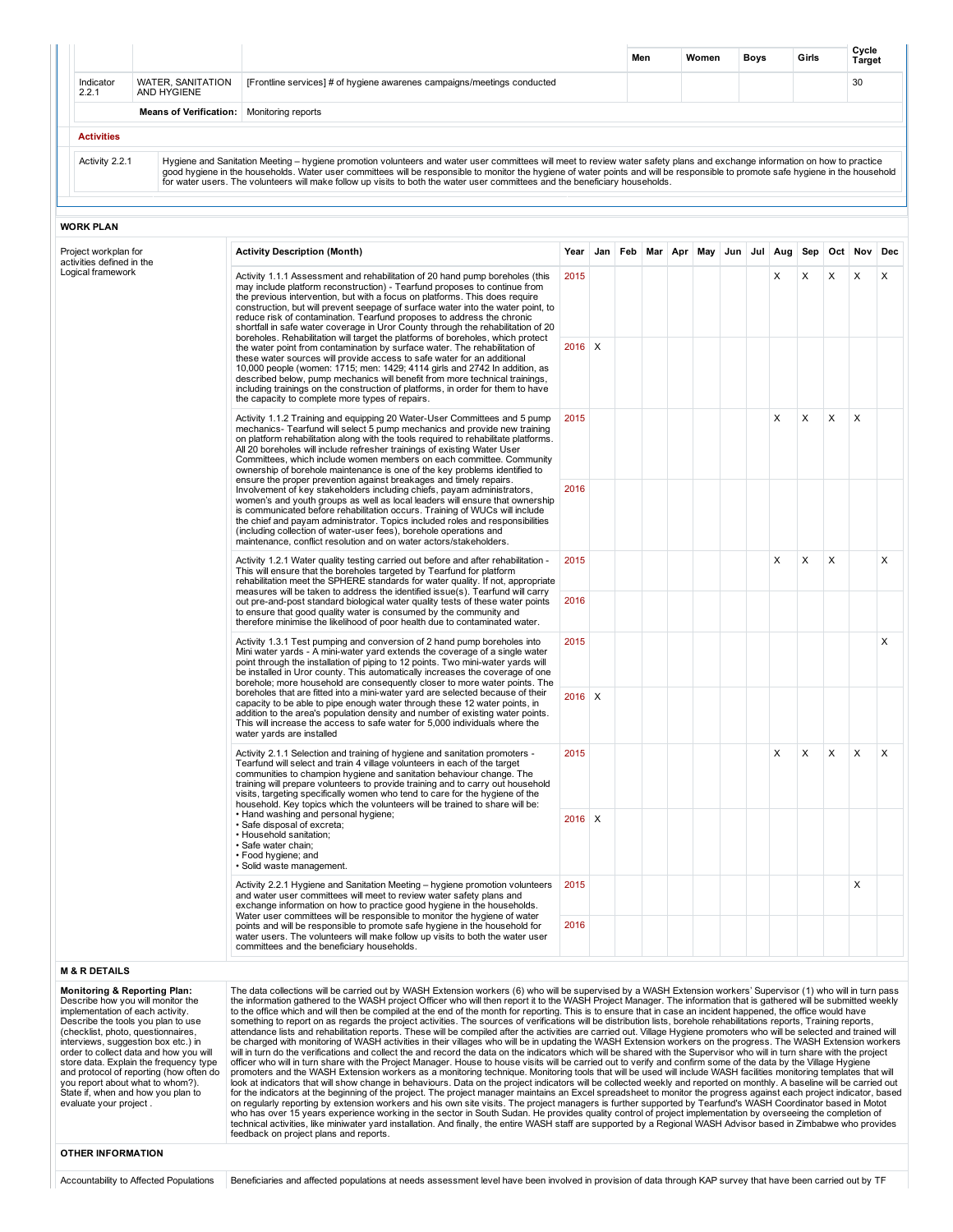| | | | Men | Women | Boys | Girls | Cycle Target |
|---|---|---|---|---|---|---|---|
| Indicator 2.2.1 | WATER, SANITATION AND HYGIENE | [Frontline services] # of hygiene awarenes campaigns/meetings conducted | | | | | 30 |
| | **Means of Verification:** | Monitoring reports | | | | | |

**Activities**

| | |
|---|---|
| Activity 2.2.1 | Hygiene and Sanitation Meeting – hygiene promotion volunteers and water user committees will meet to review water safety plans and exchange information on how to practice good hygiene in the households. Water user committees will be responsible to monitor the hygiene of water points and will be responsible to promote safe hygiene in the household for water users. The volunteers will make follow up visits to both the water user committees and the beneficiary households. |

**WORK PLAN**

Project workplan for activities defined in the Logical framework

| Activity Description (Month) | Year | Jan | Feb | Mar | Apr | May | Jun | Jul | Aug | Sep | Oct | Nov | Dec |
|---|---|---|---|---|---|---|---|---|---|---|---|---|---|
| Activity 1.1.1 Assessment and rehabilitation of 20 hand pump boreholes (this may include platform reconstruction) - Tearfund proposes to continue from the previous intervention, but with a focus on platforms. This does require construction, but will prevent seepage of surface water into the water point, to reduce risk of contamination. Tearfund proposes to address the chronic shortfall in safe water coverage in Uror County through the rehabilitation of 20 boreholes. Rehabilitation will target the platforms of boreholes, which protect the water point from contamination by surface water. The rehabilitation of these water sources will provide access to safe water for an additional 10,000 people (women: 1715; men: 1429; 4114 girls and 2742 In addition, as described below, pump mechanics will benefit from more technical trainings, including trainings on the construction of platforms, in order for them to have the capacity to complete more types of repairs. | 2015 | | | | | | | | X | X | X | X | X |
| | 2016 | X | | | | | | | | | | | |
| Activity 1.1.2 Training and equipping 20 Water-User Committees and 5 pump mechanics- Tearfund will select 5 pump mechanics and provide new training on platform rehabilitation along with the tools required to rehabilitate platforms. All 20 boreholes will include refresher trainings of existing Water User Committees, which include women members on each committee. Community ownership of borehole maintenance is one of the key problems identified to ensure the proper prevention against breakages and timely repairs. Involvement of key stakeholders including chiefs, payam administrators, women's and youth groups as well as local leaders will ensure that ownership is communicated before rehabilitation occurs. Training of WUCs will include the chief and payam administrator. Topics included roles and responsibilities (including collection of water-user fees), borehole operations and maintenance, conflict resolution and on water actors/stakeholders. | 2015 | | | | | | | | X | X | X | X | |
| | 2016 | | | | | | | | | | | | |
| Activity 1.2.1 Water quality testing carried out before and after rehabilitation - This will ensure that the boreholes targeted by Tearfund for platform rehabilitation meet the SPHERE standards for water quality. If not, appropriate measures will be taken to address the identified issue(s). Tearfund will carry out pre-and-post standard biological water quality tests of these water points to ensure that good quality water is consumed by the community and therefore minimise the likelihood of poor health due to contaminated water. | 2015 | | | | | | | | X | X | X | | X |
| | 2016 | | | | | | | | | | | | |
| Activity 1.3.1 Test pumping and conversion of 2 hand pump boreholes into Mini water yards - A mini-water yard extends the coverage of a single water point through the installation of piping to 12 points. Two mini-water yards will be installed in Uror county. This automatically increases the coverage of one borehole; more household are consequently closer to more water points. The boreholes that are fitted into a mini-water yard are selected because of their capacity to be able to pipe enough water through these 12 water points, in addition to the area's population density and number of existing water points. This will increase the access to safe water for 5,000 individuals where the water yards are installed | 2015 | | | | | | | | | | | | X |
| | 2016 | X | | | | | | | | | | | |
| Activity 2.1.1 Selection and training of hygiene and sanitation promoters - Tearfund will select and train 4 village volunteers in each of the target communities to champion hygiene and sanitation behaviour change. The training will prepare volunteers to provide training and to carry out household visits, targeting specifically women who tend to care for the hygiene of the household. Key topics which the volunteers will be trained to share will be:<br>• Hand washing and personal hygiene;<br>• Safe disposal of excreta;<br>• Household sanitation;<br>• Safe water chain;<br>• Food hygiene; and<br>• Solid waste management. | 2015 | | | | | | | | X | X | X | X | X |
| | 2016 | X | | | | | | | | | | | |
| Activity 2.2.1 Hygiene and Sanitation Meeting – hygiene promotion volunteers and water user committees will meet to review water safety plans and exchange information on how to practice good hygiene in the households. Water user committees will be responsible to monitor the hygiene of water points and will be responsible to promote safe hygiene in the household for water users. The volunteers will make follow up visits to both the water user committees and the beneficiary households. | 2015 | | | | | | | | | | | X | |
| | 2016 | | | | | | | | | | | | |

**M & R DETAILS**

| | |
|---|---|
| **Monitoring & Reporting Plan:** Describe how you will monitor the implementation of each activity. Describe the tools you plan to use (checklist, photo, questionnaires, interviews, suggestion box etc.) in order to collect data and how you will store data. Explain the frequency type and protocol of reporting (how often do you report about what to whom?). State if, when and how you plan to evaluate your project . | The data collections will be carried out by WASH Extension workers (6) who will be supervised by a WASH Extension workers' Supervisor (1) who will in turn pass the information gathered to the WASH project Officer who will then report it to the WASH Project Manager. The information that is gathered will be submitted weekly to the office which and will then be compiled at the end of the month for reporting. This is to ensure that in case an incident happened, the office would have something to report on as regards the project activities. The sources of verifications will be distribution lists, borehole rehabilitations reports, Training reports, attendance lists and rehabilitation reports. These will be compiled after the activities are carried out. Village Hygiene promoters who will be selected and trained will be charged with monitoring of WASH activities in their villages who will be in updating the WASH Extension workers on the progress. The WASH Extension workers will in turn do the verifications and collect the and record the data on the indicators which will be shared with the Supervisor who will in turn share with the project officer who will in turn share with the Project Manager. House to house visits will be carried out to verify and confirm some of the data by the Village Hygiene promoters and the WASH Extension workers as a monitoring technique. Monitoring tools that will be used will include WASH facilities monitoring templates that will look at indicators that will show change in behaviours. Data on the project indicators will be collected weekly and reported on monthly. A baseline will be carried out for the indicators at the beginning of the project. The project manager maintains an Excel spreadsheet to monitor the progress against each project indicator, based on regularly reporting by extension workers and his own site visits. The project managers is further supported by Tearfund's WASH Coordinator based in Motot who has over 15 years experience working in the sector in South Sudan. He provides quality control of project implementation by overseeing the completion of technical activities, like miniwater yard installation. And finally, the entire WASH staff are supported by a Regional WASH Advisor based in Zimbabwe who provides feedback on project plans and reports. |

**OTHER INFORMATION**

| | |
|---|---|
| Accountability to Affected Populations | Beneficiaries and affected populations at needs assessment level have been involved in provision of data through KAP survey that have been carried out by TF |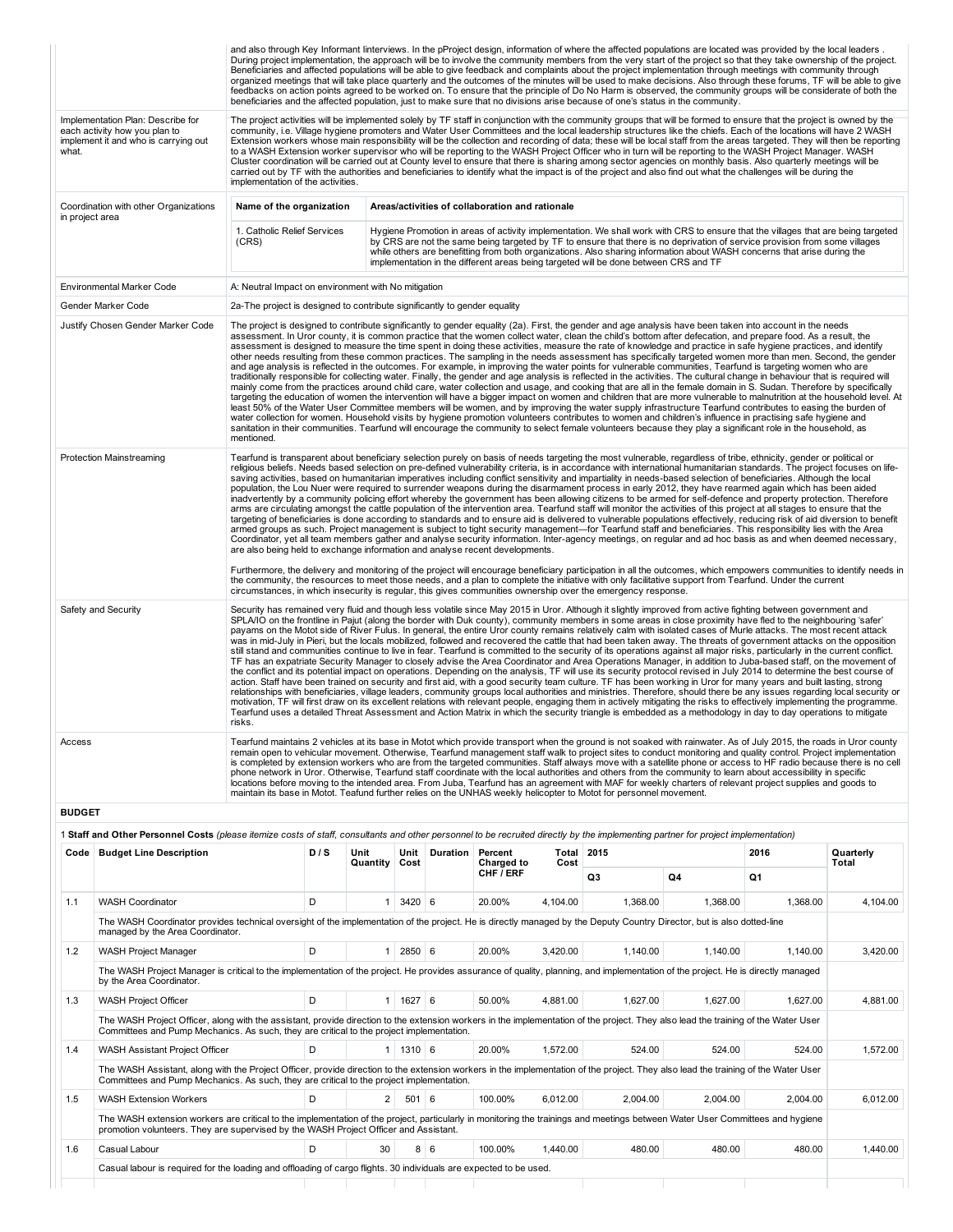| | |
|---|---|
| | and also through Key Informant Iinterviews. In the pProject design, information of where the affected populations are located was provided by the local leaders . During project implementation, the approach will be to involve the community members from the very start of the project so that they take ownership of the project. Beneficiaries and affected populations will be able to give feedback and complaints about the project implementation through meetings with community through organized meetings that will take place quarterly and the outcomes of the minutes will be used to make decisions. Also through these forums, TF will be able to give feedbacks on action points agreed to be worked on. To ensure that the principle of Do No Harm is observed, the community groups will be considerate of both the beneficiaries and the affected population, just to make sure that no divisions arise because of one's status in the community. |
| Implementation Plan: Describe for each activity how you plan to implement it and who is carrying out what. | The project activities will be implemented solely by TF staff in conjunction with the community groups that will be formed to ensure that the project is owned by the community, i.e. Village hygiene promoters and Water User Committees and the local leadership structures like the chiefs. Each of the locations will have 2 WASH Extension workers whose main responsibility will be the collection and recording of data; these will be local staff from the areas targeted. They will then be reporting to a WASH Extension worker supervisor who will be reporting to the WASH Project Officer who in turn will be reporting to the WASH Project Manager. WASH Cluster coordination will be carried out at County level to ensure that there is sharing among sector agencies on monthly basis. Also quarterly meetings will be carried out by TF with the authorities and beneficiaries to identify what the impact is of the project and also find out what the challenges will be during the implementation of the activities. |
| Coordination with other Organizations in project area | **Name of the organization**: 1. Catholic Relief Services (CRS)<br>**Areas/activities of collaboration and rationale**: Hygiene Promotion in areas of activity implementation. We shall work with CRS to ensure that the villages that are being targeted by CRS are not the same being targeted by TF to ensure that there is no deprivation of service provision from some villages while others are benefitting from both organizations. Also sharing information about WASH concerns that arise during the implementation in the different areas being targeted will be done between CRS and TF |
| Environmental Marker Code | A: Neutral Impact on environment with No mitigation |
| Gender Marker Code | 2a-The project is designed to contribute significantly to gender equality |
| Justify Chosen Gender Marker Code | The project is designed to contribute significantly to gender equality (2a). First, the gender and age analysis have been taken into account in the needs assessment. In Uror county, it is common practice that the women collect water, clean the child's bottom after defecation, and prepare food. As a result, the assessment is designed to measure the time spent in doing these activities, measure the rate of knowledge and practice in safe hygiene practices, and identify other needs resulting from these common practices. The sampling in the needs assessment has specifically targeted women more than men. Second, the gender and age analysis is reflected in the outcomes. For example, in improving the water points for vulnerable communities, Tearfund is targeting women who are traditionally responsible for collecting water. Finally, the gender and age analysis is reflected in the activities. The cultural change in behaviour that is required will mainly come from the practices around child care, water collection and usage, and cooking that are all in the female domain in S. Sudan. Therefore by specifically targeting the education of women the intervention will have a bigger impact on women and children that are more vulnerable to malnutrition at the household level. At least 50% of the Water User Committee members will be women, and by improving the water supply infrastructure Tearfund contributes to easing the burden of water collection for women. Household visits by hygiene promotion volunteers contributes to women and children's influence in practising safe hygiene and sanitation in their communities. Tearfund will encourage the community to select female volunteers because they play a significant role in the household, as mentioned. |
| Protection Mainstreaming | Tearfund is transparent about beneficiary selection purely on basis of needs targeting the most vulnerable, regardless of tribe, ethnicity, gender or political or religious beliefs. Needs based selection on pre-defined vulnerability criteria, is in accordance with international humanitarian standards. The project focuses on life-saving activities, based on humanitarian imperatives including conflict sensitivity and impartiality in needs-based selection of beneficiaries. Although the local population, the Lou Nuer were required to surrender weapons during the disarmament process in early 2012, they have rearmed again which has been aided inadvertently by a community policing effort whereby the government has been allowing citizens to be armed for self-defence and property protection. Therefore arms are circulating amongst the cattle population of the intervention area. Tearfund staff will monitor the activities of this project at all stages to ensure that the targeting of beneficiaries is done according to standards and to ensure aid is delivered to vulnerable populations effectively, reducing risk of aid diversion to benefit armed groups as such. Project management is subject to tight security management—for Tearfund staff and beneficiaries. This responsibility lies with the Area Coordinator, yet all team members gather and analyse security information. Inter-agency meetings, on regular and ad hoc basis as and when deemed necessary, are also being held to exchange information and analyse recent developments.<br><br>Furthermore, the delivery and monitoring of the project will encourage beneficiary participation in all the outcomes, which empowers communities to identify needs in the community, the resources to meet those needs, and a plan to complete the initiative with only facilitative support from Tearfund. Under the current circumstances, in which insecurity is regular, this gives communities ownership over the emergency response. |
| Safety and Security | Security has remained very fluid and though less volatile since May 2015 in Uror. Although it slightly improved from active fighting between government and SPLA/IO on the frontline in Pajut (along the border with Duk county), community members in some areas in close proximity have fled to the neighbouring 'safer' payams on the Motot side of River Fulus. In general, the entire Uror county remains relatively calm with isolated cases of Murle attacks. The most recent attack was in mid-July in Pieri, but the locals mobilized, followed and recovered the cattle that had been taken away. The threats of government attacks on the opposition still stand and communities continue to live in fear. Tearfund is committed to the security of its operations against all major risks, particularly in the current conflict. TF has an expatriate Security Manager to closely advise the Area Coordinator and Area Operations Manager, in addition to Juba-based staff, on the movement of the conflict and its potential impact on operations. Depending on the analysis, TF will use its security protocol revised in July 2014 to determine the best course of action. Staff have been trained on security and first aid, with a good security team culture. TF has been working in Uror for many years and built lasting, strong relationships with beneficiaries, village leaders, community groups local authorities and ministries. Therefore, should there be any issues regarding local security or motivation, TF will first draw on its excellent relations with relevant people, engaging them in actively mitigating the risks to effectively implementing the programme. Tearfund uses a detailed Threat Assessment and Action Matrix in which the security triangle is embedded as a methodology in day to day operations to mitigate risks. |
| Access | Tearfund maintains 2 vehicles at its base in Motot which provide transport when the ground is not soaked with rainwater. As of July 2015, the roads in Uror county remain open to vehicular movement. Otherwise, Tearfund management staff walk to project sites to conduct monitoring and quality control. Project implementation is completed by extension workers who are from the targeted communities. Staff always move with a satellite phone or access to HF radio because there is no cell phone network in Uror. Otherwise, Tearfund staff coordinate with the local authorities and others from the community to learn about accessibility in specific locations before moving to the intended area. From Juba, Tearfund has an agreement with MAF for weekly charters of relevant project supplies and goods to maintain its base in Motot. Teafund further relies on the UNHAS weekly helicopter to Motot for personnel movement. |

**BUDGET**

1 **Staff and Other Personnel Costs** *(please itemize costs of staff, consultants and other personnel to be recruited directly by the implementing partner for project implementation)*

| Code | Budget Line Description | D / S | Unit Quantity | Unit Cost | Duration | Percent Charged to CHF / ERF | Total Cost | 2015 Q3 | 2015 Q4 | 2016 Q1 | Quarterly Total |
|---|---|---|---|---|---|---|---|---|---|---|---|
| 1.1 | WASH Coordinator | D | 1 | 3420 | 6 | 20.00% | 4,104.00 | 1,368.00 | 1,368.00 | 1,368.00 | 4,104.00 |
| | The WASH Coordinator provides technical oversight of the implementation of the project. He is directly managed by the Deputy Country Director, but is also dotted-line managed by the Area Coordinator. | | | | | | | | | | |
| 1.2 | WASH Project Manager | D | 1 | 2850 | 6 | 20.00% | 3,420.00 | 1,140.00 | 1,140.00 | 1,140.00 | 3,420.00 |
| | The WASH Project Manager is critical to the implementation of the project. He provides assurance of quality, planning, and implementation of the project. He is directly managed by the Area Coordinator. | | | | | | | | | | |
| 1.3 | WASH Project Officer | D | 1 | 1627 | 6 | 50.00% | 4,881.00 | 1,627.00 | 1,627.00 | 1,627.00 | 4,881.00 |
| | The WASH Project Officer, along with the assistant, provide direction to the extension workers in the implementation of the project. They also lead the training of the Water User Committees and Pump Mechanics. As such, they are critical to the project implementation. | | | | | | | | | | |
| 1.4 | WASH Assistant Project Officer | D | 1 | 1310 | 6 | 20.00% | 1,572.00 | 524.00 | 524.00 | 524.00 | 1,572.00 |
| | The WASH Assistant, along with the Project Officer, provide direction to the extension workers in the implementation of the project. They also lead the training of the Water User Committees and Pump Mechanics. As such, they are critical to the project implementation. | | | | | | | | | | |
| 1.5 | WASH Extension Workers | D | 2 | 501 | 6 | 100.00% | 6,012.00 | 2,004.00 | 2,004.00 | 2,004.00 | 6,012.00 |
| | The WASH extension workers are critical to the implementation of the project, particularly in monitoring the trainings and meetings between Water User Committees and hygiene promotion volunteers. They are supervised by the WASH Project Officer and Assistant. | | | | | | | | | | |
| 1.6 | Casual Labour | D | 30 | 8 | 6 | 100.00% | 1,440.00 | 480.00 | 480.00 | 480.00 | 1,440.00 |
| | Casual labour is required for the loading and offloading of cargo flights. 30 individuals are expected to be used. | | | | | | | | | | |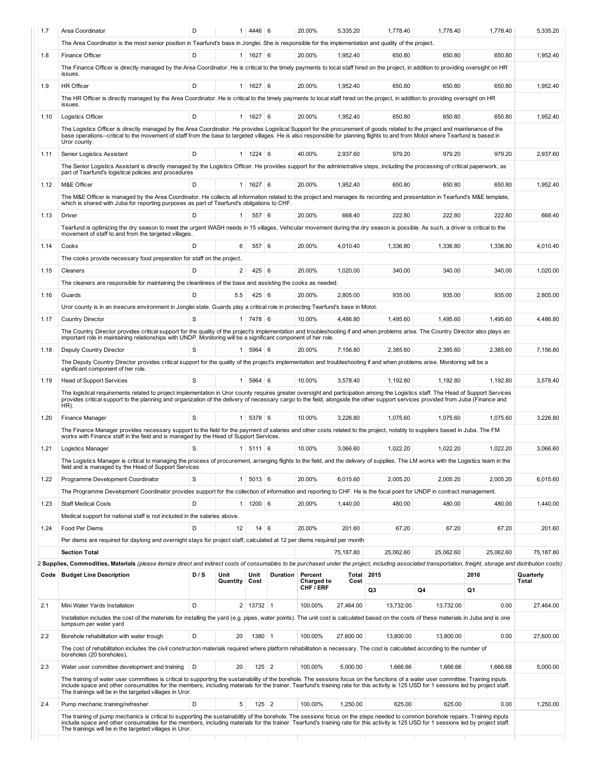| Code | Budget Line Description | D / S | Unit Quantity | Unit Cost | Duration | Percent Charged to CHF / ERF | Total Cost | 2015 Q3 | 2015 Q4 | 2016 Q1 | Quarterly Total |
|---|---|---|---|---|---|---|---|---|---|---|---|
| 1.7 | Area Coordinator | D | 1 | 4446 | 6 | 20.00% | 5,335.20 | 1,778.40 | 1,778.40 | 1,778.40 | 5,335.20 |
| | The Area Coordinator is the most senior position in Tearfund's base in Jonglei. She is responsible for the implementation and quality of the project. | | | | | | | | | | |
| 1.8 | Finance Officer | D | 1 | 1627 | 6 | 20.00% | 1,952.40 | 650.80 | 650.80 | 650.80 | 1,952.40 |
| | The Finance Officer is directly managed by the Area Coordinator. He is critical to the timely payments to local staff hired on the project, in addition to providing oversight on HR issues. | | | | | | | | | | |
| 1.9 | HR Officer | D | 1 | 1627 | 6 | 20.00% | 1,952.40 | 650.80 | 650.80 | 650.80 | 1,952.40 |
| | The HR Officer is directly managed by the Area Coordinator. He is critical to the timely payments to local staff hired on the project, in addition to providing oversight on HR issues. | | | | | | | | | | |
| 1.10 | Logistics Officer | D | 1 | 1627 | 6 | 20.00% | 1,952.40 | 650.80 | 650.80 | 650.80 | 1,952.40 |
| | The Logistics Officer is directly managed by the Area Coordinator. He provides Logistical Support for the procurement of goods related to the project and maintenance of the base operations--critical to the movement of staff from the base to targeted villages. He is also responsible for planning flights to and from Motot where Tearfund is based in Uror county. | | | | | | | | | | |
| 1.11 | Senior Logistics Assistant | D | 1 | 1224 | 6 | 40.00% | 2,937.60 | 979.20 | 979.20 | 979.20 | 2,937.60 |
| | The Senior Logistics Assistant is directly managed by the Logistics Officer. He provides support for the administrative steps, including the processing of critical paperwork, as part of Tearfund's logistical policies and procedures | | | | | | | | | | |
| 1.12 | M&E Officer | D | 1 | 1627 | 6 | 20.00% | 1,952.40 | 650.80 | 650.80 | 650.80 | 1,952.40 |
| | The M&E Officer is managed by the Area Coordinator. He collects all information related to the project and manages its recording and presentation in Tearfund's M&E template, which is shared with Juba for reporting purposes as part of Tearfund's obligations to CHF. | | | | | | | | | | |
| 1.13 | Driver | D | 1 | 557 | 6 | 20.00% | 668.40 | 222.80 | 222.80 | 222.80 | 668.40 |
| | Tearfund is optimizing the dry season to meet the urgent WASH needs in 15 villages. Vehicular movement during the dry season is possible. As such, a driver is critical to the movement of staff to and from the targeted villages. | | | | | | | | | | |
| 1.14 | Cooks | D | 6 | 557 | 6 | 20.00% | 4,010.40 | 1,336.80 | 1,336.80 | 1,336.80 | 4,010.40 |
| | The cooks provide necessary food preparation for staff on the project. | | | | | | | | | | |
| 1.15 | Cleaners | D | 2 | 425 | 6 | 20.00% | 1,020.00 | 340.00 | 340.00 | 340.00 | 1,020.00 |
| | The cleaners are responsible for maintaining the cleanliness of the base and assisting the cooks as needed. | | | | | | | | | | |
| 1.16 | Guards | D | 5.5 | 425 | 6 | 20.00% | 2,805.00 | 935.00 | 935.00 | 935.00 | 2,805.00 |
| | Uror county is in an insecure environment in Jonglei state. Guards play a critical role in protecting Tearfund's base in Motot. | | | | | | | | | | |
| 1.17 | Country Director | S | 1 | 7478 | 6 | 10.00% | 4,486.80 | 1,495.60 | 1,495.60 | 1,495.60 | 4,486.80 |
| | The Country Director provides critical support for the quality of the project's implementation and troubleshooting if and when problems arise. The Country Director also plays an important role in maintaining relationships with UNDP. Monitoring will be a significant component of her role. | | | | | | | | | | |
| 1.18 | Deputy Country Director | S | 1 | 5964 | 6 | 20.00% | 7,156.80 | 2,385.60 | 2,385.60 | 2,385.60 | 7,156.80 |
| | The Deputy Country Director provides critical support for the quality of the project's implementation and troubleshooting if and when problems arise. Monitoring will be a significant component of her role. | | | | | | | | | | |
| 1.19 | Head of Support Services | S | 1 | 5964 | 6 | 10.00% | 3,578.40 | 1,192.80 | 1,192.80 | 1,192.80 | 3,578.40 |
| | The logistical requirements related to project implementation in Uror county requires greater oversight and participation among the Logistics staff. The Head of Support Services provides critical support to the planning and organization of the delivery of necessary cargo to the field, alongside the other support services provided from Juba (Finance and HR). | | | | | | | | | | |
| 1.20 | Finance Manager | S | 1 | 5378 | 6 | 10.00% | 3,226.80 | 1,075.60 | 1,075.60 | 1,075.60 | 3,226.80 |
| | The Finance Manager provides necessary support to the field for the payment of salaries and other costs related to the project, notably to suppliers based in Juba. The FM works with Finance staff in the field and is managed by the Head of Support Services. | | | | | | | | | | |
| 1.21 | Logistics Manager | S | 1 | 5111 | 6 | 10.00% | 3,066.60 | 1,022.20 | 1,022.20 | 1,022.20 | 3,066.60 |
| | The Logistics Manager is critical to managing the process of procurement, arranging flights to the field, and the delivery of supplies. The LM works with the Logistics team in the field and is managed by the Head of Support Services. | | | | | | | | | | |
| 1.22 | Programme Development Coordinator | S | 1 | 5013 | 6 | 20.00% | 6,015.60 | 2,005.20 | 2,005.20 | 2,005.20 | 6,015.60 |
| | The Programme Development Coordinator provides support for the collection of information and reporting to CHF. He is the focal point for UNDP in contract management. | | | | | | | | | | |
| 1.23 | Staff Medical Costs | D | 1 | 1200 | 6 | 20.00% | 1,440.00 | 480.00 | 480.00 | 480.00 | 1,440.00 |
| | Medical support for national staff is not included in the salaries above. | | | | | | | | | | |
| 1.24 | Food Per Diems | D | 12 | 14 | 6 | 20.00% | 201.60 | 67.20 | 67.20 | 67.20 | 201.60 |
| | Per diems are required for daylong and overnight stays for project staff, calculated at 12 per diems required per month | | | | | | | | | | |
| | **Section Total** | | | | | | 75,187.80 | 25,062.60 | 25,062.60 | 25,062.60 | 75,187.80 |

2 **Supplies, Commodities, Materials** *(please itemize direct and indirect costs of consumables to be purchased under the project, including associated transportation, freight, storage and distribution costs)*

| Code | Budget Line Description | D / S | Unit Quantity | Unit Cost | Duration | Percent Charged to CHF / ERF | Total Cost | 2015 | | 2016 | Quarterly Total |
|---|---|---|---|---|---|---|---|---|---|---|---|
| | | | | | | | | Q3 | Q4 | Q1 | |
| 2.1 | Mini Water Yards Installation | D | 2 | 13732 | 1 | 100.00% | 27,464.00 | 13,732.00 | 13,732.00 | 0.00 | 27,464.00 |
| | Installation includes the cost of the materials for installing the yard (e.g. pipes, water points). The unit cost is calculated based on the costs of these materials in Juba and is one lumpsum per water yard | | | | | | | | | | |
| 2.2 | Borehole rehabilitation with water trough | D | 20 | 1380 | 1 | 100.00% | 27,600.00 | 13,800.00 | 13,800.00 | 0.00 | 27,600.00 |
| | The cost of rehabilitation includes the civil construction materials required where platform rehabilitation is necessary. The cost is calculated according to the number of boreholes (20 boreholes). | | | | | | | | | | |
| 2.3 | Water user committee development and training | D | 20 | 125 | 2 | 100.00% | 5,000.00 | 1,666.66 | 1,666.66 | 1,666.68 | 5,000.00 |
| | The training of water user committees is critical to supporting the sustainability of the borehole. The sessions focus on the functions of a water user committee. Training inputs include space and other consumables for the members, including materials for the trainer. Tearfund's training rate for this activity is 125 USD for 1 sessions led by project staff. The trainings will be in the targeted villages in Uror. | | | | | | | | | | |
| 2.4 | Pump mechanic training/refresher | D | 5 | 125 | 2 | 100.00% | 1,250.00 | 625.00 | 625.00 | 0.00 | 1,250.00 |
| | The training of pump mechanics is critical to supporting the sustainability of the borehole. The sessions focus on the steps needed to common borehole repairs. Training inputs include space and other consumables for the members, including materials for the trainer. Tearfund's training rate for this activity is 125 USD for 1 sessions led by project staff. The trainings will be in the targeted villages in Uror. | | | | | | | | | | |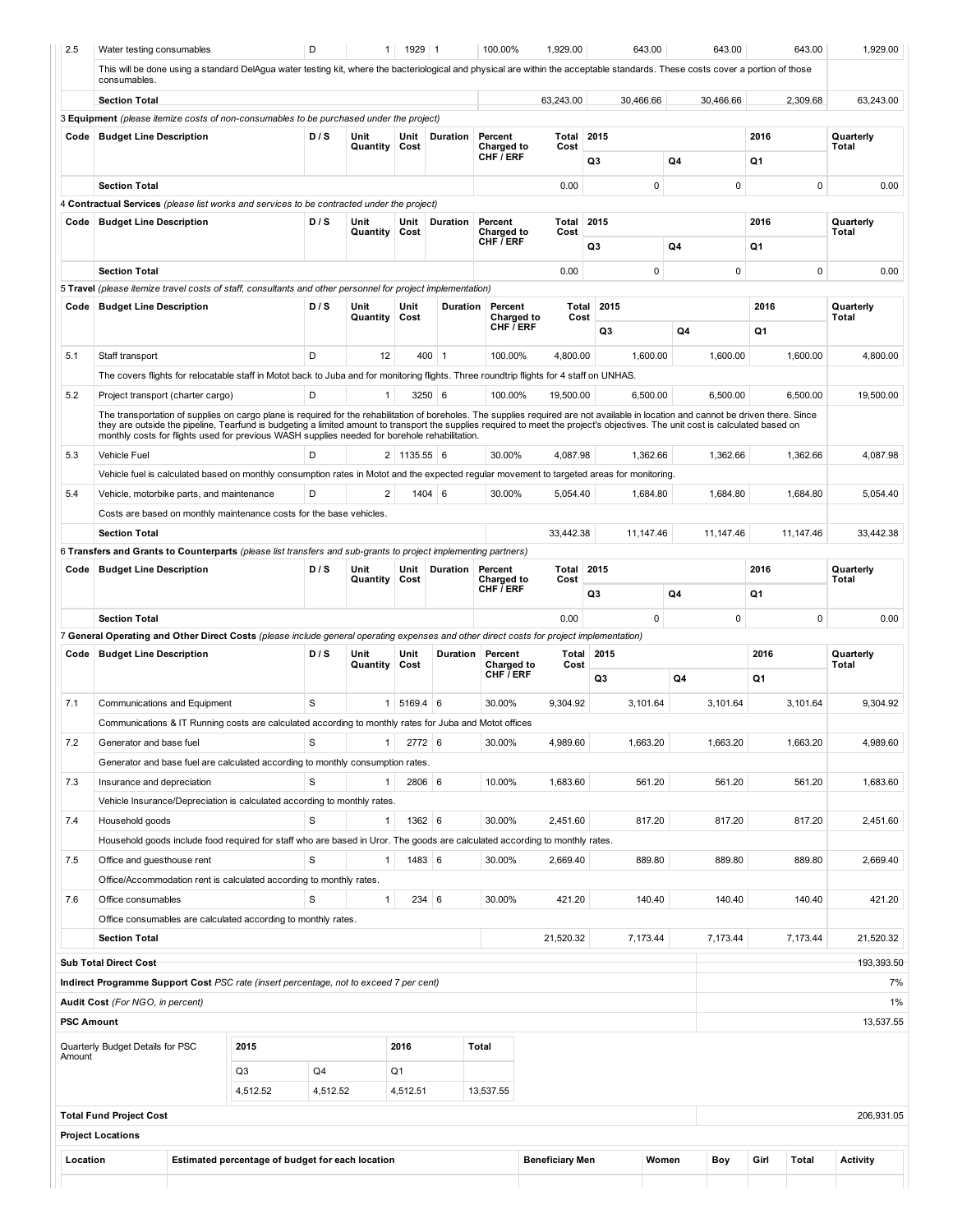| Code | Budget Line Description | D / S | Unit Quantity | Unit Cost | Duration | Percent Charged to CHF / ERF | Total Cost | 2015 Q3 | 2015 Q4 | 2016 Q1 | Quarterly Total |
|---|---|---|---|---|---|---|---|---|---|---|---|
| 2.5 | Water testing consumables | D | 1 | 1929 | 1 | 100.00% | 1,929.00 | 643.00 | 643.00 | 643.00 | 1,929.00 |
| | This will be done using a standard DelAgua water testing kit, where the bacteriological and physical are within the acceptable standards. These costs cover a portion of those consumables. | | | | | | | | | | |
| | **Section Total** | | | | | | 63,243.00 | 30,466.66 | 30,466.66 | 2,309.68 | 63,243.00 |

3 **Equipment** *(please itemize costs of non-consumables to be purchased under the project)*

| Code | Budget Line Description | D / S | Unit Quantity | Unit Cost | Duration | Percent Charged to CHF / ERF | Total Cost | 2015 | | 2016 | Quarterly Total |
|---|---|---|---|---|---|---|---|---|---|---|---|
| | | | | | | | | Q3 | Q4 | Q1 | |
| | **Section Total** | | | | | | 0.00 | 0 | 0 | 0 | 0.00 |

4 **Contractual Services** *(please list works and services to be contracted under the project)*

| Code | Budget Line Description | D / S | Unit Quantity | Unit Cost | Duration | Percent Charged to CHF / ERF | Total Cost | 2015 | | 2016 | Quarterly Total |
|---|---|---|---|---|---|---|---|---|---|---|---|
| | | | | | | | | Q3 | Q4 | Q1 | |
| | **Section Total** | | | | | | 0.00 | 0 | 0 | 0 | 0.00 |

5 **Travel** *(please itemize travel costs of staff, consultants and other personnel for project implementation)*

| Code | Budget Line Description | D / S | Unit Quantity | Unit Cost | Duration | Percent Charged to CHF / ERF | Total Cost | 2015 | | 2016 | Quarterly Total |
|---|---|---|---|---|---|---|---|---|---|---|---|
| | | | | | | | | Q3 | Q4 | Q1 | |
| 5.1 | Staff transport | D | 12 | 400 | 1 | 100.00% | 4,800.00 | 1,600.00 | 1,600.00 | 1,600.00 | 4,800.00 |
| | The covers flights for relocatable staff in Motot back to Juba and for monitoring flights. Three roundtrip flights for 4 staff on UNHAS. | | | | | | | | | | |
| 5.2 | Project transport (charter cargo) | D | 1 | 3250 | 6 | 100.00% | 19,500.00 | 6,500.00 | 6,500.00 | 6,500.00 | 19,500.00 |
| | The transportation of supplies on cargo plane is required for the rehabilitation of boreholes. The supplies required are not available in location and cannot be driven there. Since they are outside the pipeline, Tearfund is budgeting a limited amount to transport the supplies required to meet the project's objectives. The unit cost is calculated based on monthly costs for flights used for previous WASH supplies needed for borehole rehabilitation. | | | | | | | | | | |
| 5.3 | Vehicle Fuel | D | 2 | 1135.55 | 6 | 30.00% | 4,087.98 | 1,362.66 | 1,362.66 | 1,362.66 | 4,087.98 |
| | Vehicle fuel is calculated based on monthly consumption rates in Motot and the expected regular movement to targeted areas for monitoring. | | | | | | | | | | |
| 5.4 | Vehicle, motorbike parts, and maintenance | D | 2 | 1404 | 6 | 30.00% | 5,054.40 | 1,684.80 | 1,684.80 | 1,684.80 | 5,054.40 |
| | Costs are based on monthly maintenance costs for the base vehicles. | | | | | | | | | | |
| | **Section Total** | | | | | | 33,442.38 | 11,147.46 | 11,147.46 | 11,147.46 | 33,442.38 |

6 **Transfers and Grants to Counterparts** *(please list transfers and sub-grants to project implementing partners)*

| Code | Budget Line Description | D / S | Unit Quantity | Unit Cost | Duration | Percent Charged to CHF / ERF | Total Cost | 2015 | | 2016 | Quarterly Total |
|---|---|---|---|---|---|---|---|---|---|---|---|
| | | | | | | | | Q3 | Q4 | Q1 | |
| | **Section Total** | | | | | | 0.00 | 0 | 0 | 0 | 0.00 |

7 **General Operating and Other Direct Costs** *(please include general operating expenses and other direct costs for project implementation)*

| Code | Budget Line Description | D / S | Unit Quantity | Unit Cost | Duration | Percent Charged to CHF / ERF | Total Cost | 2015 | | 2016 | Quarterly Total |
|---|---|---|---|---|---|---|---|---|---|---|---|
| | | | | | | | | Q3 | Q4 | Q1 | |
| 7.1 | Communications and Equipment | S | 1 | 5169.4 | 6 | 30.00% | 9,304.92 | 3,101.64 | 3,101.64 | 3,101.64 | 9,304.92 |
| | Communications & IT Running costs are calculated according to monthly rates for Juba and Motot offices | | | | | | | | | | |
| 7.2 | Generator and base fuel | S | 1 | 2772 | 6 | 30.00% | 4,989.60 | 1,663.20 | 1,663.20 | 1,663.20 | 4,989.60 |
| | Generator and base fuel are calculated according to monthly consumption rates. | | | | | | | | | | |
| 7.3 | Insurance and depreciation | S | 1 | 2806 | 6 | 10.00% | 1,683.60 | 561.20 | 561.20 | 561.20 | 1,683.60 |
| | Vehicle Insurance/Depreciation is calculated according to monthly rates. | | | | | | | | | | |
| 7.4 | Household goods | S | 1 | 1362 | 6 | 30.00% | 2,451.60 | 817.20 | 817.20 | 817.20 | 2,451.60 |
| | Household goods include food required for staff who are based in Uror. The goods are calculated according to monthly rates. | | | | | | | | | | |
| 7.5 | Office and guesthouse rent | S | 1 | 1483 | 6 | 30.00% | 2,669.40 | 889.80 | 889.80 | 889.80 | 2,669.40 |
| | Office/Accommodation rent is calculated according to monthly rates. | | | | | | | | | | |
| 7.6 | Office consumables | S | 1 | 234 | 6 | 30.00% | 421.20 | 140.40 | 140.40 | 140.40 | 421.20 |
| | Office consumables are calculated according to monthly rates. | | | | | | | | | | |
| | **Section Total** | | | | | | 21,520.32 | 7,173.44 | 7,173.44 | 7,173.44 | 21,520.32 |

| | |
|---|---|
| **Sub Total Direct Cost** | 193,393.50 |
| **Indirect Programme Support Cost** *PSC rate (insert percentage, not to exceed 7 per cent)* | 7% |
| **Audit Cost** *(For NGO, in percent)* | 1% |
| **PSC Amount** | 13,537.55 |

| Quarterly Budget Details for PSC Amount | 2015 | | 2016 | Total |
|---|---|---|---|---|
| | Q3 | Q4 | Q1 | |
| | 4,512.52 | 4,512.52 | 4,512.51 | 13,537.55 |

| | |
|---|---|
| **Total Fund Project Cost** | 206,931.05 |

**Project Locations**

| Location | Estimated percentage of budget for each location | Beneficiary Men | Women | Boy | Girl | Total | Activity |
|---|---|---|---|---|---|---|---|
| | | | | | | | |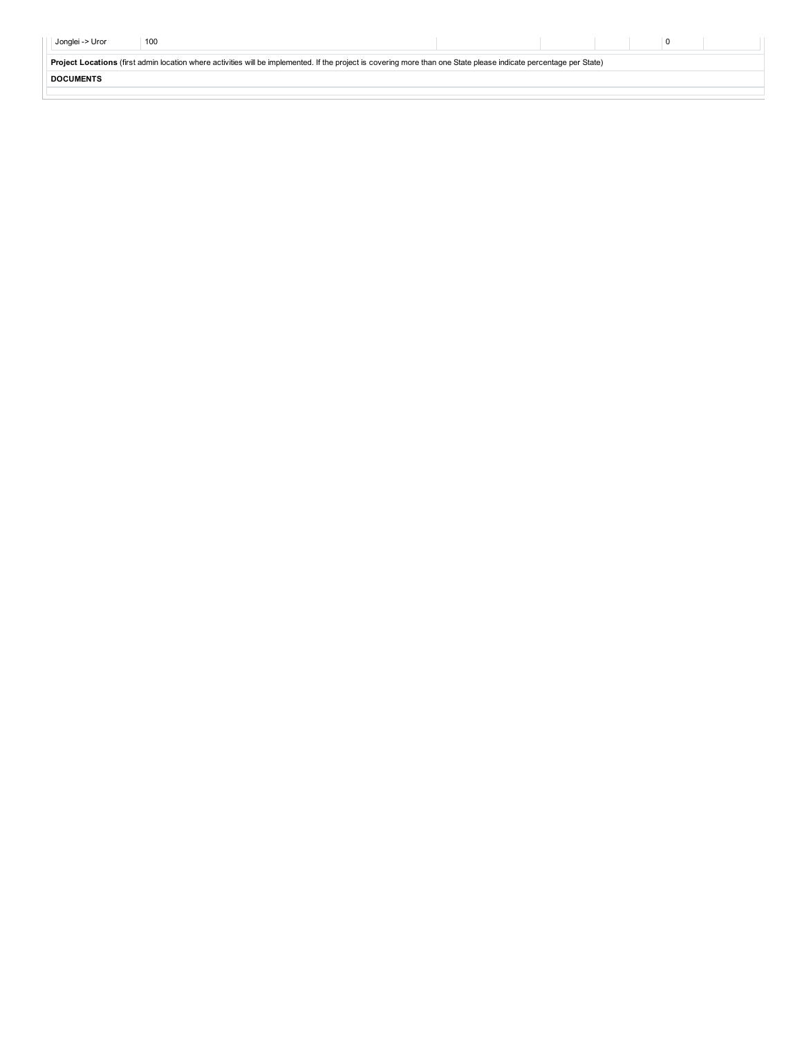| | | | | | | | |
|---|---|---|---|---|---|---|---|
| Jonglei -> Uror | 100 | | | | | 0 | |

**Project Locations** (first admin location where activities will be implemented. If the project is covering more than one State please indicate percentage per State)

**DOCUMENTS**